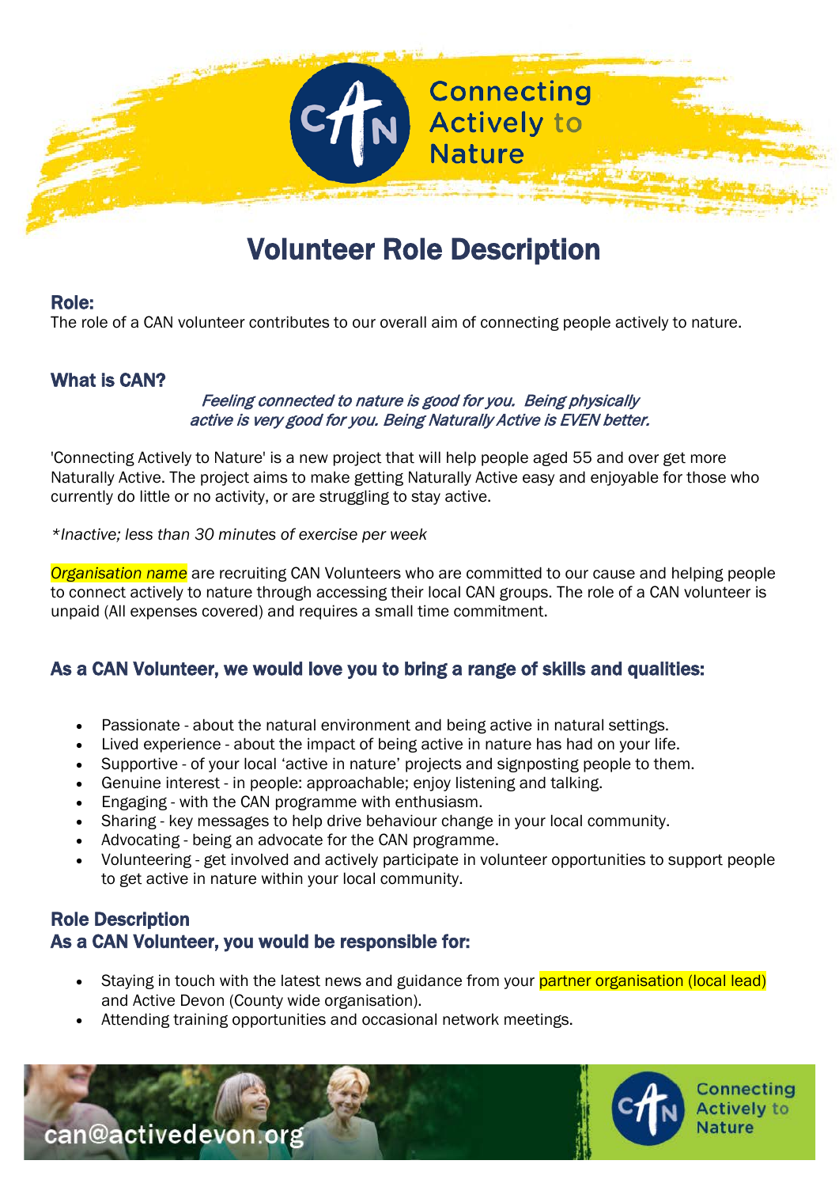Connecting Actively to Nature

# Volunteer Role Description

### Role:

The role of a CAN volunteer contributes to our overall aim of connecting people actively to nature.

### What is CAN?

*Feeling connected to nature is good for you. Being physically active is very good for you. Being Naturally Active is EVEN better.*

'Connecting Actively to Nature' is a new project that will help people aged 55 and over get more Naturally Active. The project aims to make getting Naturally Active easy and enjoyable for those who currently do little or no activity, or are struggling to stay active.

*\*Inactive; less than 30 minutes of exercise per week*

*Organisation name* are recruiting CAN Volunteers who are committed to our cause and helping people to connect actively to nature through accessing their local CAN groups. The role of a CAN volunteer is unpaid (All expenses covered) and requires a small time commitment.

### As a CAN Volunteer, we would love you to bring a range of skills and qualities:

- Passionate - about the natural environment and being active in natural settings.
- Lived experience - about the impact of being active in nature has had on your life.
- Supportive - of your local 'active in nature' projects and signposting people to them.
- Genuine interest - in people: approachable; enjoy listening and talking.
- Engaging - with the CAN programme with enthusiasm.
- Sharing - key messages to help drive behaviour change in your local community.
- Advocating - being an advocate for the CAN programme.
- Volunteering - get involved and actively participate in volunteer opportunities to support people to get active in nature within your local community.

### Role Description
### As a CAN Volunteer, you would be responsible for:

- Staying in touch with the latest news and guidance from your partner organisation (local lead) and Active Devon (County wide organisation).
- Attending training opportunities and occasional network meetings.

can@activedevon.org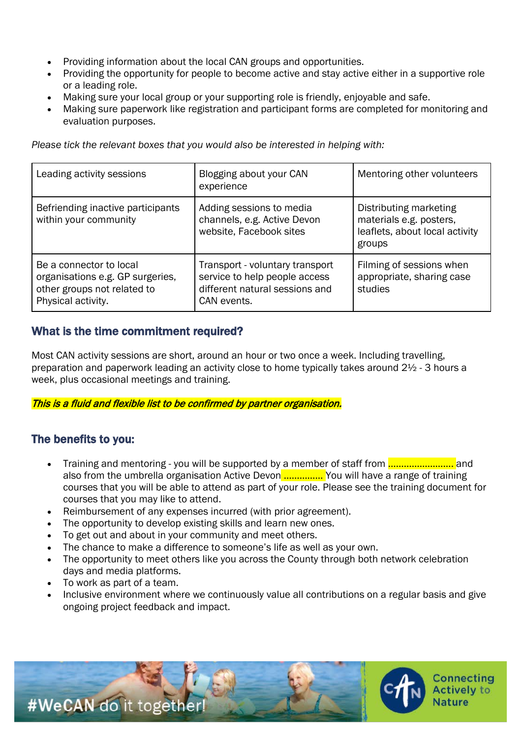- Providing information about the local CAN groups and opportunities.
- Providing the opportunity for people to become active and stay active either in a supportive role or a leading role.
- Making sure your local group or your supporting role is friendly, enjoyable and safe.
- Making sure paperwork like registration and participant forms are completed for monitoring and evaluation purposes.

*Please tick the relevant boxes that you would also be interested in helping with:*

| | | |
|---|---|---|
| Leading activity sessions | Blogging about your CAN experience | Mentoring other volunteers |
| Befriending inactive participants within your community | Adding sessions to media channels, e.g. Active Devon website, Facebook sites | Distributing marketing materials e.g. posters, leaflets, about local activity groups |
| Be a connector to local organisations e.g. GP surgeries, other groups not related to Physical activity. | Transport - voluntary transport service to help people access different natural sessions and CAN events. | Filming of sessions when appropriate, sharing case studies |

## What is the time commitment required?

Most CAN activity sessions are short, around an hour or two once a week. Including travelling, preparation and paperwork leading an activity close to home typically takes around 2½ - 3 hours a week, plus occasional meetings and training.

***This is a fluid and flexible list to be confirmed by partner organisation.***

## The benefits to you:

- Training and mentoring - you will be supported by a member of staff from ......................... and also from the umbrella organisation Active Devon .............. You will have a range of training courses that you will be able to attend as part of your role. Please see the training document for courses that you may like to attend.
- Reimbursement of any expenses incurred (with prior agreement).
- The opportunity to develop existing skills and learn new ones.
- To get out and about in your community and meet others.
- The chance to make a difference to someone's life as well as your own.
- The opportunity to meet others like you across the County through both network celebration days and media platforms.
- To work as part of a team.
- Inclusive environment where we continuously value all contributions on a regular basis and give ongoing project feedback and impact.

#WeCAN do it together!

Connecting Actively to Nature